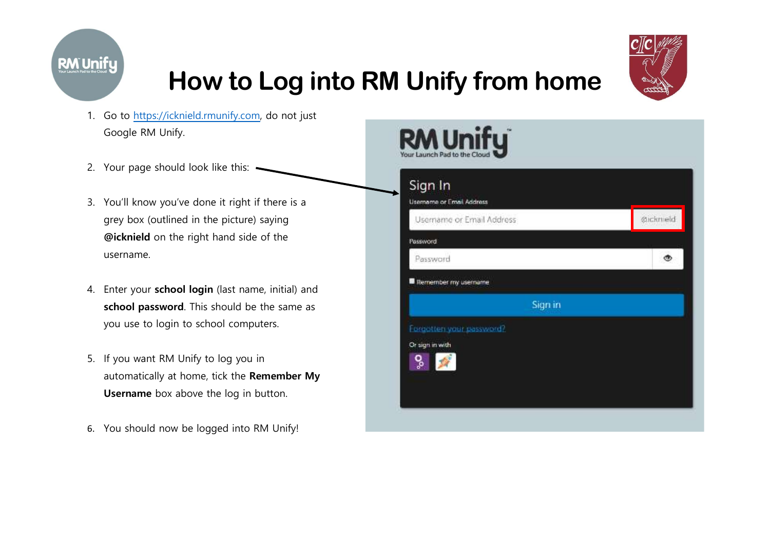# How to Log into RM Unify from home

1. Go to https://icknield.rmunify.com, do not just Google RM Unify.

2. Your page should look like this:

3. You'll know you've done it right if there is a grey box (outlined in the picture) saying **@icknield** on the right hand side of the username.

4. Enter your **school login** (last name, initial) and **school password**. This should be the same as you use to login to school computers.

5. If you want RM Unify to log you in automatically at home, tick the **Remember My Username** box above the log in button.

6. You should now be logged into RM Unify!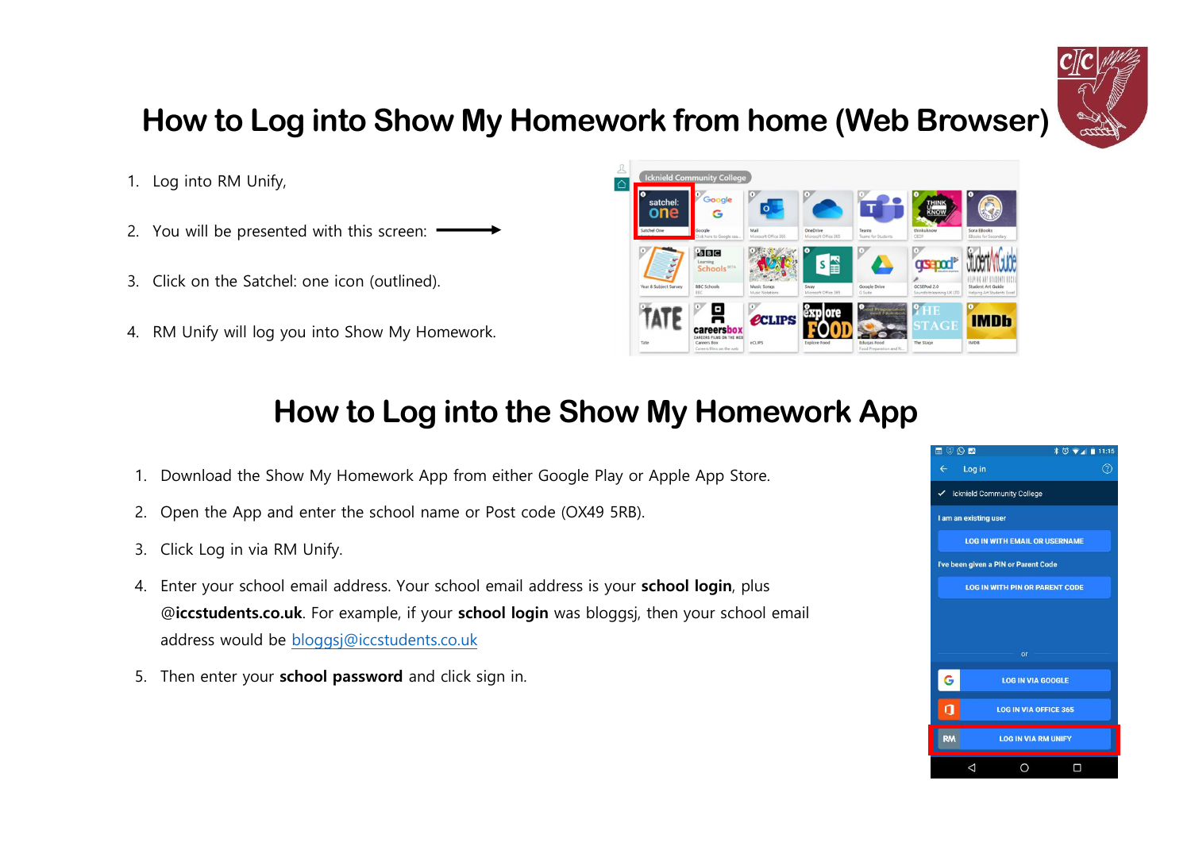# How to Log into Show My Homework from home (Web Browser)

1. Log into RM Unify,
2. You will be presented with this screen: →
3. Click on the Satchel: one icon (outlined).
4. RM Unify will log you into Show My Homework.

# How to Log into the Show My Homework App

1. Download the Show My Homework App from either Google Play or Apple App Store.
2. Open the App and enter the school name or Post code (OX49 5RB).
3. Click Log in via RM Unify.
4. Enter your school email address. Your school email address is your **school login**, plus @**iccstudents.co.uk**. For example, if your **school login** was bloggsj, then your school email address would be bloggsj@iccstudents.co.uk
5. Then enter your **school password** and click sign in.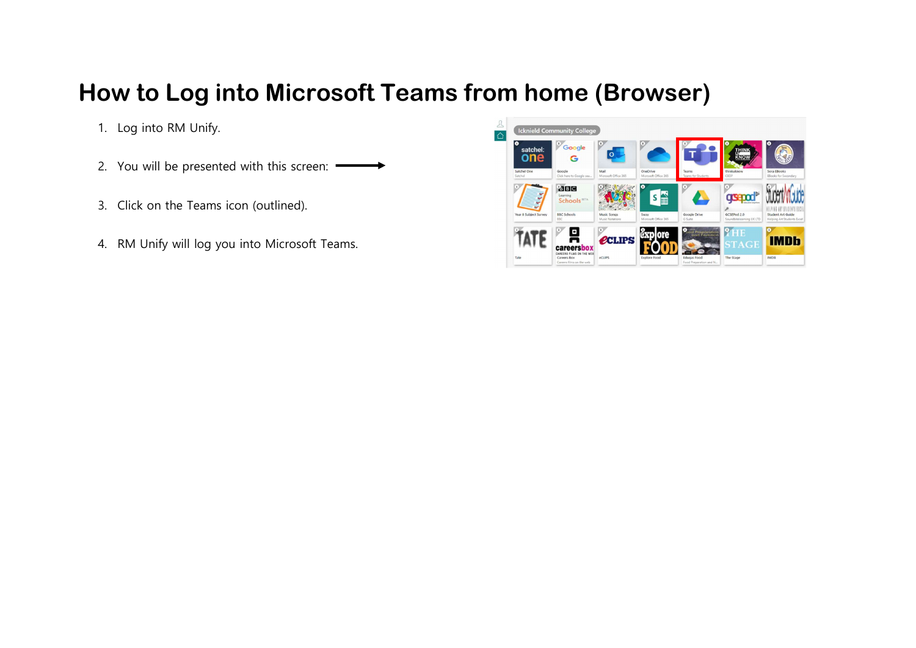# How to Log into Microsoft Teams from home (Browser)

1. Log into RM Unify.
2. You will be presented with this screen:
3. Click on the Teams icon (outlined).
4. RM Unify will log you into Microsoft Teams.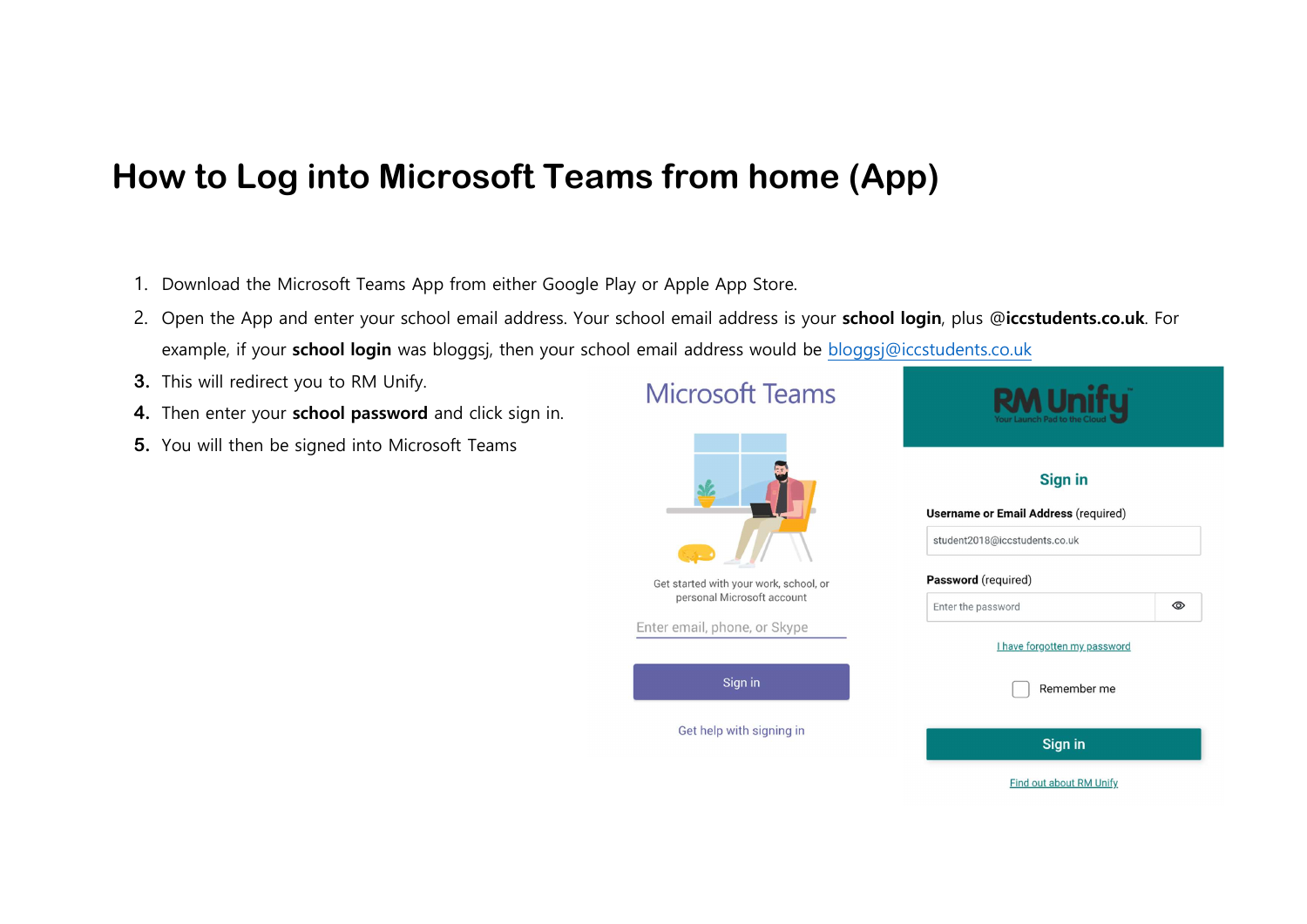# How to Log into Microsoft Teams from home (App)

1. Download the Microsoft Teams App from either Google Play or Apple App Store.
2. Open the App and enter your school email address. Your school email address is your **school login**, plus @**iccstudents.co.uk**. For example, if your **school login** was bloggsj, then your school email address would be bloggsj@iccstudents.co.uk
3. This will redirect you to RM Unify.
4. Then enter your **school password** and click sign in.
5. You will then be signed into Microsoft Teams

Microsoft Teams

Get started with your work, school, or personal Microsoft account

Enter email, phone, or Skype

Sign in

Get help with signing in

RM Unify
Your Launch Pad to the Cloud

Sign in

**Username or Email Address** (required)

student2018@iccstudents.co.uk

**Password** (required)

Enter the password

I have forgotten my password

Remember me

Sign in

Find out about RM Unify